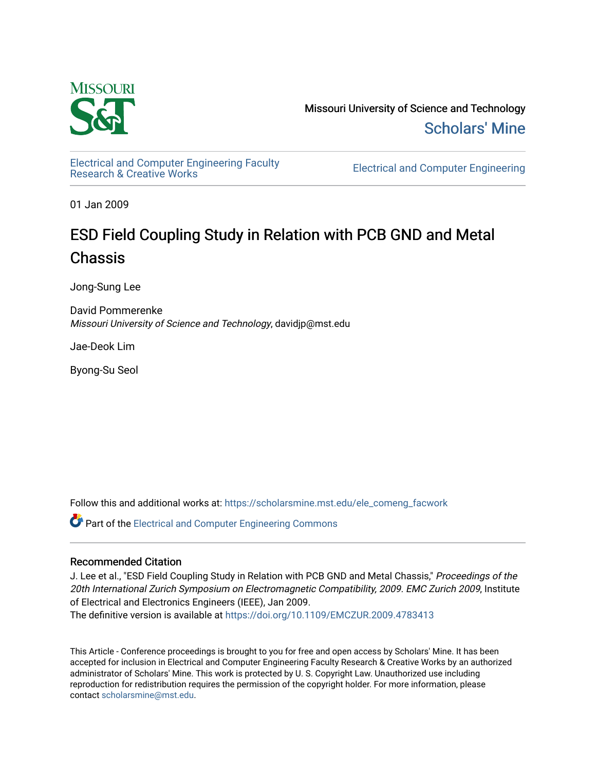Missouri University of Science and Technology

Scholars' Mine

Electrical and Computer Engineering Faculty Research & Creative Works

Electrical and Computer Engineering

01 Jan 2009

# ESD Field Coupling Study in Relation with PCB GND and Metal Chassis

Jong-Sung Lee

David Pommerenke
*Missouri University of Science and Technology*, davidjp@mst.edu

Jae-Deok Lim

Byong-Su Seol

Follow this and additional works at: https://scholarsmine.mst.edu/ele_comeng_facwork

Part of the Electrical and Computer Engineering Commons

## Recommended Citation

J. Lee et al., "ESD Field Coupling Study in Relation with PCB GND and Metal Chassis," *Proceedings of the 20th International Zurich Symposium on Electromagnetic Compatibility, 2009. EMC Zurich 2009*, Institute of Electrical and Electronics Engineers (IEEE), Jan 2009.
The definitive version is available at https://doi.org/10.1109/EMCZUR.2009.4783413

This Article - Conference proceedings is brought to you for free and open access by Scholars' Mine. It has been accepted for inclusion in Electrical and Computer Engineering Faculty Research & Creative Works by an authorized administrator of Scholars' Mine. This work is protected by U. S. Copyright Law. Unauthorized use including reproduction for redistribution requires the permission of the copyright holder. For more information, please contact scholarsmine@mst.edu.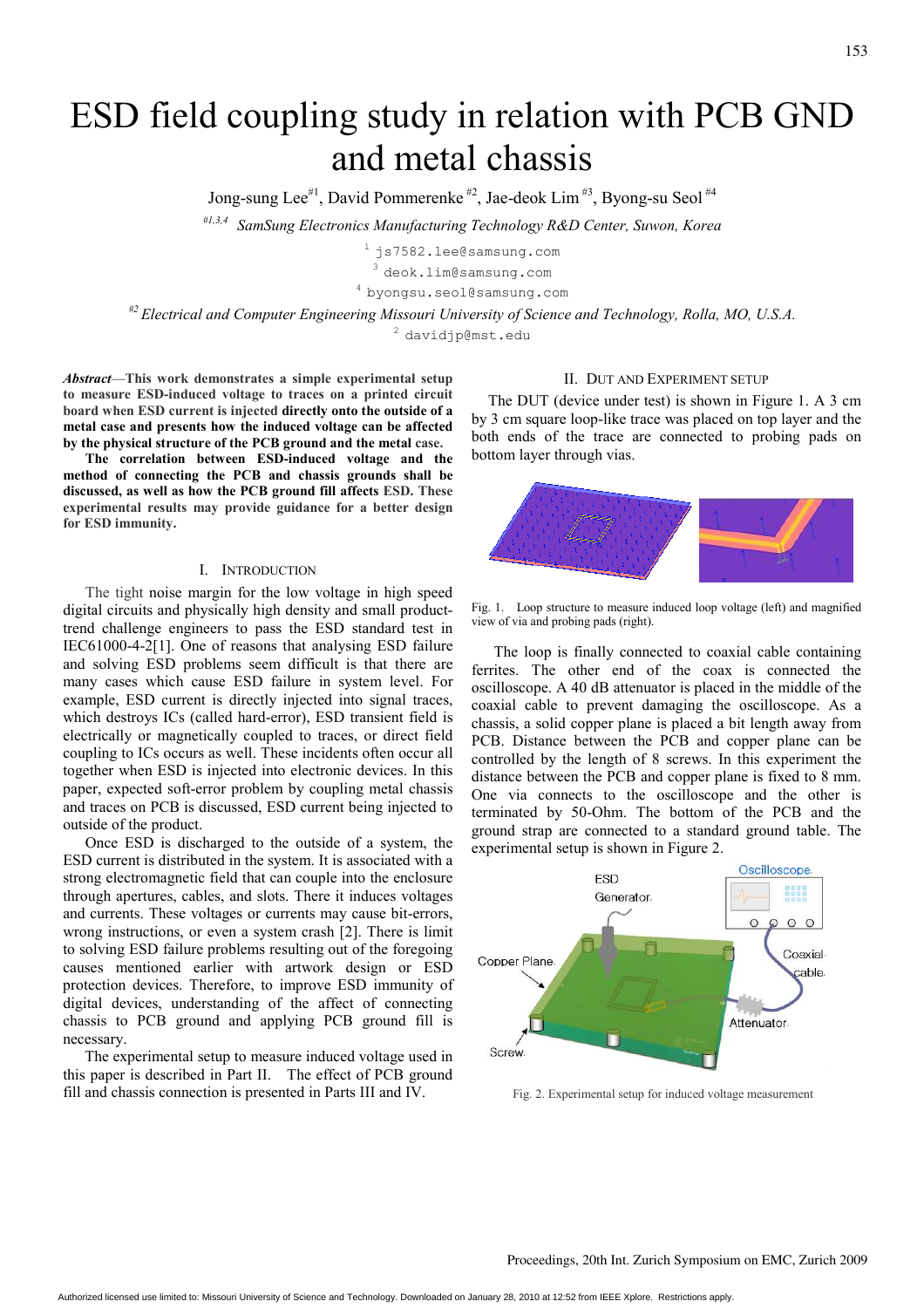# ESD field coupling study in relation with PCB GND and metal chassis

Jong-sung Lee[#1], David Pommerenke[#2], Jae-deok Lim[#3], Byong-su Seol[#4]

[#1,3,4] *SamSung Electronics Manufacturing Technology R&D Center, Suwon, Korea*

[1] js7582.lee@samsung.com

[3] deok.lim@samsung.com

[4] byongsu.seol@samsung.com

[#2] *Electrical and Computer Engineering Missouri University of Science and Technology, Rolla, MO, U.S.A.*

[2] davidjp@mst.edu

***Abstract*—This work demonstrates a simple experimental setup to measure ESD-induced voltage to traces on a printed circuit board when ESD current is injected directly onto the outside of a metal case and presents how the induced voltage can be affected by the physical structure of the PCB ground and the metal case.**

**The correlation between ESD-induced voltage and the method of connecting the PCB and chassis grounds shall be discussed, as well as how the PCB ground fill affects ESD. These experimental results may provide guidance for a better design for ESD immunity.**

## I. Introduction

The tight noise margin for the low voltage in high speed digital circuits and physically high density and small product-trend challenge engineers to pass the ESD standard test in IEC61000-4-2[1]. One of reasons that analysing ESD failure and solving ESD problems seem difficult is that there are many cases which cause ESD failure in system level. For example, ESD current is directly injected into signal traces, which destroys ICs (called hard-error), ESD transient field is electrically or magnetically coupled to traces, or direct field coupling to ICs occurs as well. These incidents often occur all together when ESD is injected into electronic devices. In this paper, expected soft-error problem by coupling metal chassis and traces on PCB is discussed, ESD current being injected to outside of the product.

Once ESD is discharged to the outside of a system, the ESD current is distributed in the system. It is associated with a strong electromagnetic field that can couple into the enclosure through apertures, cables, and slots. There it induces voltages and currents. These voltages or currents may cause bit-errors, wrong instructions, or even a system crash [2]. There is limit to solving ESD failure problems resulting out of the foregoing causes mentioned earlier with artwork design or ESD protection devices. Therefore, to improve ESD immunity of digital devices, understanding of the affect of connecting chassis to PCB ground and applying PCB ground fill is necessary.

The experimental setup to measure induced voltage used in this paper is described in Part II. The effect of PCB ground fill and chassis connection is presented in Parts III and IV.

## II. DUT and Experiment Setup

The DUT (device under test) is shown in Figure 1. A 3 cm by 3 cm square loop-like trace was placed on top layer and the both ends of the trace are connected to probing pads on bottom layer through vias.

Fig. 1. Loop structure to measure induced loop voltage (left) and magnified view of via and probing pads (right).

The loop is finally connected to coaxial cable containing ferrites. The other end of the coax is connected the oscilloscope. A 40 dB attenuator is placed in the middle of the coaxial cable to prevent damaging the oscilloscope. As a chassis, a solid copper plane is placed a bit length away from PCB. Distance between the PCB and copper plane can be controlled by the length of 8 screws. In this experiment the distance between the PCB and copper plane is fixed to 8 mm. One via connects to the oscilloscope and the other is terminated by 50-Ohm. The bottom of the PCB and the ground strap are connected to a standard ground table. The experimental setup is shown in Figure 2.

ESD Generator
Oscilloscope
Copper Plane
Coaxial cable
Attenuator
Screw

Fig. 2. Experimental setup for induced voltage measurement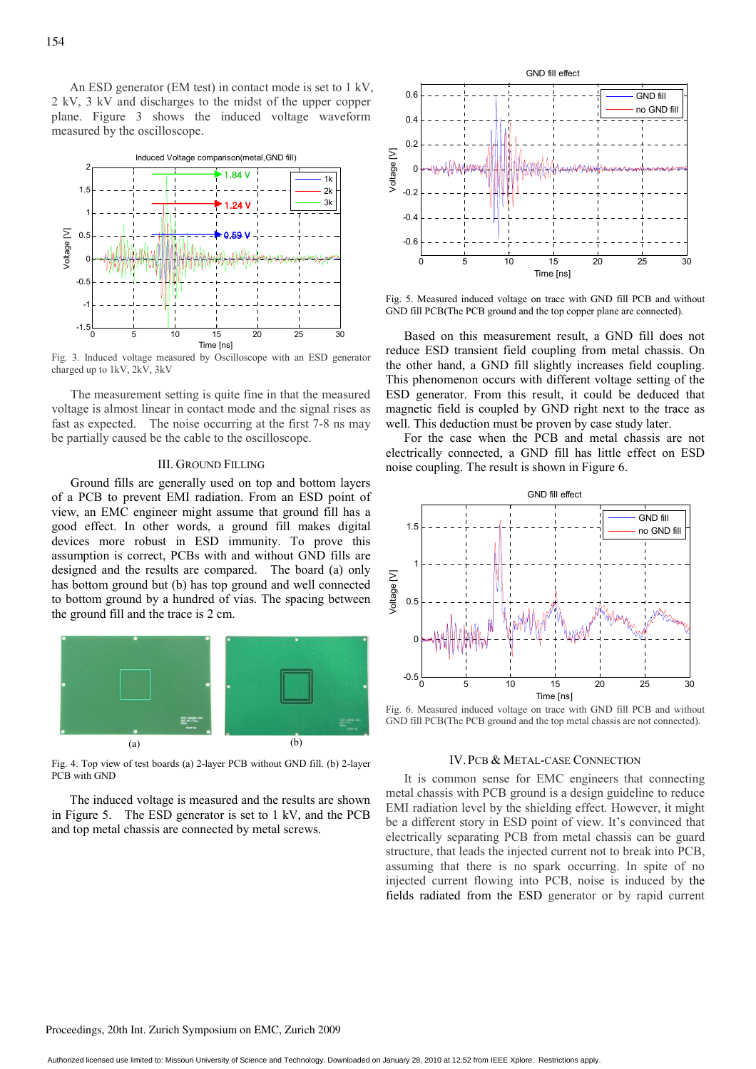An ESD generator (EM test) in contact mode is set to 1 kV, 2 kV, 3 kV and discharges to the midst of the upper copper plane. Figure 3 shows the induced voltage waveform measured by the oscilloscope.

Fig. 3. Induced voltage measured by Oscilloscope with an ESD generator charged up to 1kV, 2kV, 3kV

The measurement setting is quite fine in that the measured voltage is almost linear in contact mode and the signal rises as fast as expected. The noise occurring at the first 7-8 ns may be partially caused be the cable to the oscilloscope.

## III. Ground Filling

Ground fills are generally used on top and bottom layers of a PCB to prevent EMI radiation. From an ESD point of view, an EMC engineer might assume that ground fill has a good effect. In other words, a ground fill makes digital devices more robust in ESD immunity. To prove this assumption is correct, PCBs with and without GND fills are designed and the results are compared. The board (a) only has bottom ground but (b) has top ground and well connected to bottom ground by a hundred of vias. The spacing between the ground fill and the trace is 2 cm.

Fig. 4. Top view of test boards (a) 2-layer PCB without GND fill. (b) 2-layer PCB with GND

The induced voltage is measured and the results are shown in Figure 5. The ESD generator is set to 1 kV, and the PCB and top metal chassis are connected by metal screws.

Fig. 5. Measured induced voltage on trace with GND fill PCB and without GND fill PCB(The PCB ground and the top copper plane are connected).

Based on this measurement result, a GND fill does not reduce ESD transient field coupling from metal chassis. On the other hand, a GND fill slightly increases field coupling. This phenomenon occurs with different voltage setting of the ESD generator. From this result, it could be deduced that magnetic field is coupled by GND right next to the trace as well. This deduction must be proven by case study later.

For the case when the PCB and metal chassis are not electrically connected, a GND fill has little effect on ESD noise coupling. The result is shown in Figure 6.

Fig. 6. Measured induced voltage on trace with GND fill PCB and without GND fill PCB(The PCB ground and the top metal chassis are not connected).

## IV. PCB & Metal-Case Connection

It is common sense for EMC engineers that connecting metal chassis with PCB ground is a design guideline to reduce EMI radiation level by the shielding effect. However, it might be a different story in ESD point of view. It's convinced that electrically separating PCB from metal chassis can be guard structure, that leads the injected current not to break into PCB, assuming that there is no spark occurring. In spite of no injected current flowing into PCB, noise is induced by the fields radiated from the ESD generator or by rapid current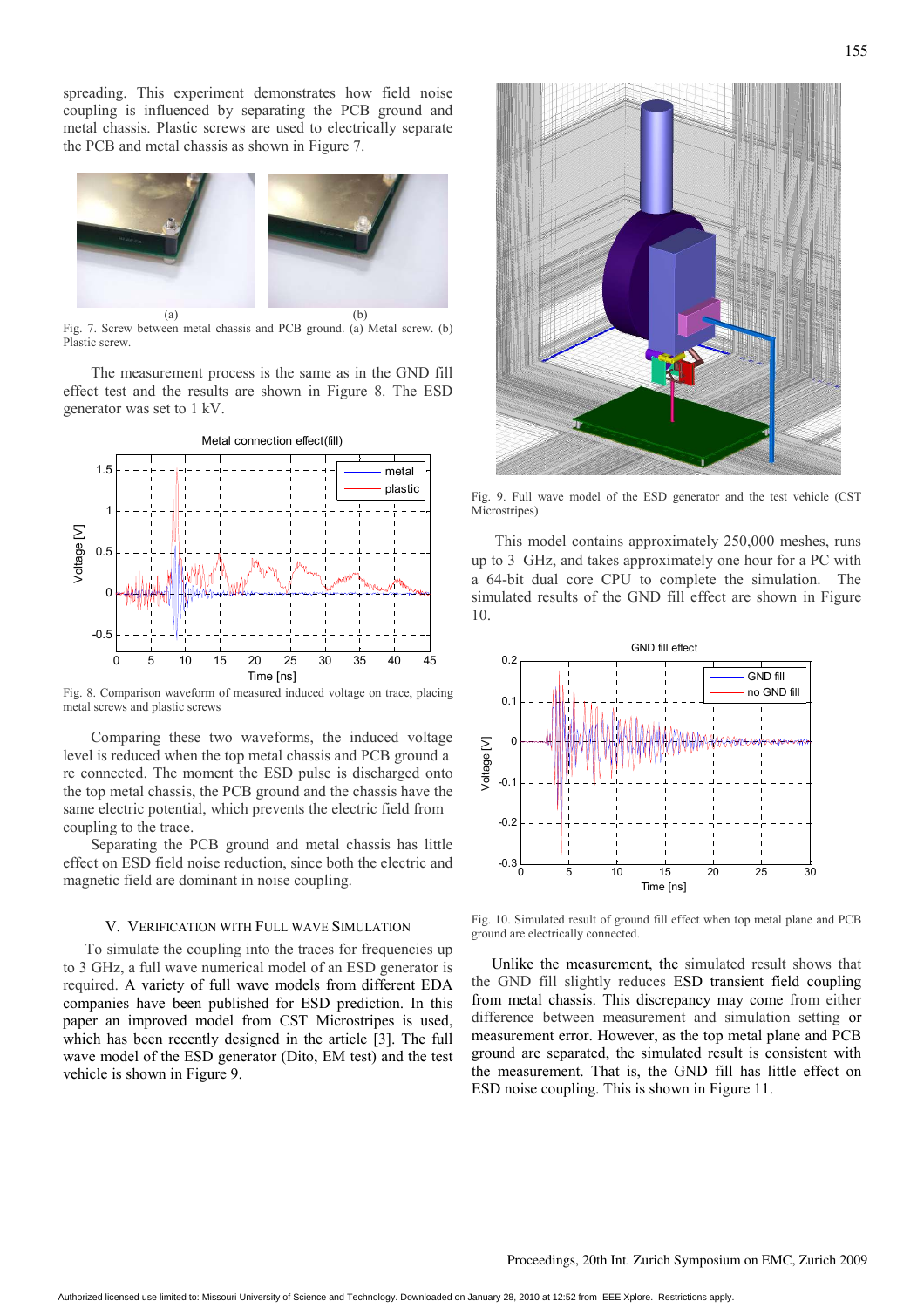spreading. This experiment demonstrates how field noise coupling is influenced by separating the PCB ground and metal chassis. Plastic screws are used to electrically separate the PCB and metal chassis as shown in Figure 7.

Fig. 7. Screw between metal chassis and PCB ground. (a) Metal screw. (b) Plastic screw.

The measurement process is the same as in the GND fill effect test and the results are shown in Figure 8. The ESD generator was set to 1 kV.

Fig. 8. Comparison waveform of measured induced voltage on trace, placing metal screws and plastic screws

Comparing these two waveforms, the induced voltage level is reduced when the top metal chassis and PCB ground a re connected. The moment the ESD pulse is discharged onto the top metal chassis, the PCB ground and the chassis have the same electric potential, which prevents the electric field from coupling to the trace.

Separating the PCB ground and metal chassis has little effect on ESD field noise reduction, since both the electric and magnetic field are dominant in noise coupling.

## V. Verification with Full Wave Simulation

To simulate the coupling into the traces for frequencies up to 3 GHz, a full wave numerical model of an ESD generator is required. A variety of full wave models from different EDA companies have been published for ESD prediction. In this paper an improved model from CST Microstripes is used, which has been recently designed in the article [3]. The full wave model of the ESD generator (Dito, EM test) and the test vehicle is shown in Figure 9.

Fig. 9. Full wave model of the ESD generator and the test vehicle (CST Microstripes)

This model contains approximately 250,000 meshes, runs up to 3 GHz, and takes approximately one hour for a PC with a 64-bit dual core CPU to complete the simulation. The simulated results of the GND fill effect are shown in Figure 10.

Fig. 10. Simulated result of ground fill effect when top metal plane and PCB ground are electrically connected.

Unlike the measurement, the simulated result shows that the GND fill slightly reduces ESD transient field coupling from metal chassis. This discrepancy may come from either difference between measurement and simulation setting or measurement error. However, as the top metal plane and PCB ground are separated, the simulated result is consistent with the measurement. That is, the GND fill has little effect on ESD noise coupling. This is shown in Figure 11.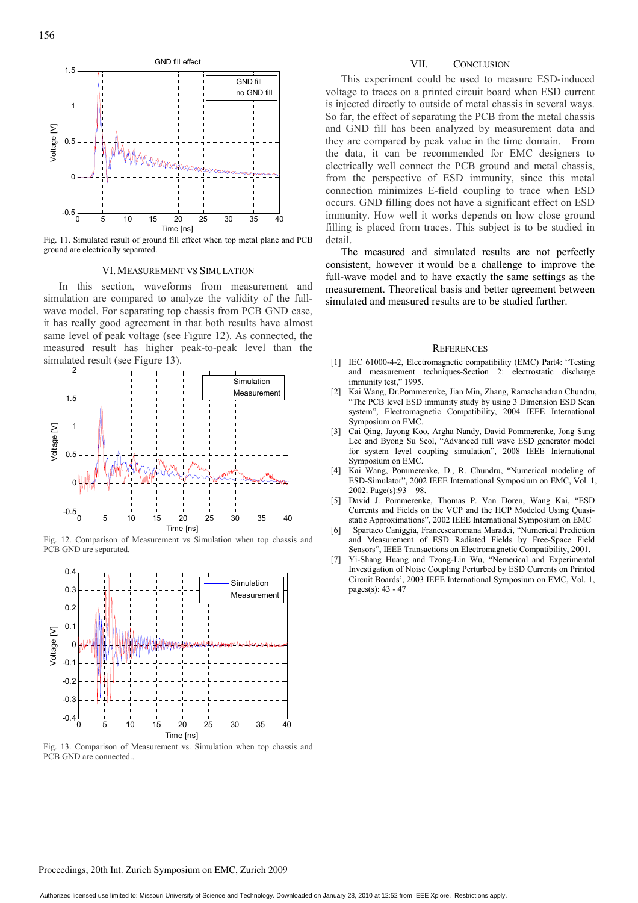GND fill effect

1.5
1
0.5
0
-0.5
0 5 10 15 20 25 30 35 40
Time [ns]
Voltage [V]
GND fill
no GND fill

Fig. 11. Simulated result of ground fill effect when top metal plane and PCB ground are electrically separated.

## VI. MEASUREMENT VS SIMULATION

In this section, waveforms from measurement and simulation are compared to analyze the validity of the full-wave model. For separating top chassis from PCB GND case, it has really good agreement in that both results have almost same level of peak voltage (see Figure 12). As connected, the measured result has higher peak-to-peak level than the simulated result (see Figure 13).

2
1.5
1
0.5
0
-0.5
0 5 10 15 20 25 30 35 40
Time [ns]
Voltage [V]
Simulation
Measurement

Fig. 12. Comparison of Measurement vs Simulation when top chassis and PCB GND are separated.

0.4
0.3
0.2
0.1
0
-0.1
-0.2
-0.3
-0.4
0 5 10 15 20 25 30 35 40
Time [ns]
Voltage [V]
Simulation
Measurement

Fig. 13. Comparison of Measurement vs. Simulation when top chassis and PCB GND are connected..

## VII. CONCLUSION

This experiment could be used to measure ESD-induced voltage to traces on a printed circuit board when ESD current is injected directly to outside of metal chassis in several ways. So far, the effect of separating the PCB from the metal chassis and GND fill has been analyzed by measurement data and they are compared by peak value in the time domain. From the data, it can be recommended for EMC designers to electrically well connect the PCB ground and metal chassis, from the perspective of ESD immunity, since this metal connection minimizes E-field coupling to trace when ESD occurs. GND filling does not have a significant effect on ESD immunity. How well it works depends on how close ground filling is placed from traces. This subject is to be studied in detail.

The measured and simulated results are not perfectly consistent, however it would be a challenge to improve the full-wave model and to have exactly the same settings as the measurement. Theoretical basis and better agreement between simulated and measured results are to be studied further.

## REFERENCES

[1] IEC 61000-4-2, Electromagnetic compatibility (EMC) Part4: "Testing and measurement techniques-Section 2: electrostatic discharge immunity test," 1995.

[2] Kai Wang, Dr.Pommerenke, Jian Min, Zhang, Ramachandran Chundru, "The PCB level ESD immunity study by using 3 Dimension ESD Scan system", Electromagnetic Compatibility, 2004 IEEE International Symposium on EMC.

[3] Cai Qing, Jayong Koo, Argha Nandy, David Pommerenke, Jong Sung Lee and Byong Su Seol, "Advanced full wave ESD generator model for system level coupling simulation", 2008 IEEE International Symposium on EMC.

[4] Kai Wang, Pommerenke, D., R. Chundru, "Numerical modeling of ESD-Simulator", 2002 IEEE International Symposium on EMC, Vol. 1, 2002. Page(s):93 – 98.

[5] David J. Pommerenke, Thomas P. Van Doren, Wang Kai, "ESD Currents and Fields on the VCP and the HCP Modeled Using Quasi-static Approximations", 2002 IEEE International Symposium on EMC

[6] Spartaco Caniggia, Francescaromana Maradei, "Numerical Prediction and Measurement of ESD Radiated Fields by Free-Space Field Sensors", IEEE Transactions on Electromagnetic Compatibility, 2001.

[7] Yi-Shang Huang and Tzong-Lin Wu, "Nemerical and Experimental Investigation of Noise Coupling Perturbed by ESD Currents on Printed Circuit Boards', 2003 IEEE International Symposium on EMC, Vol. 1, pages(s): 43 - 47